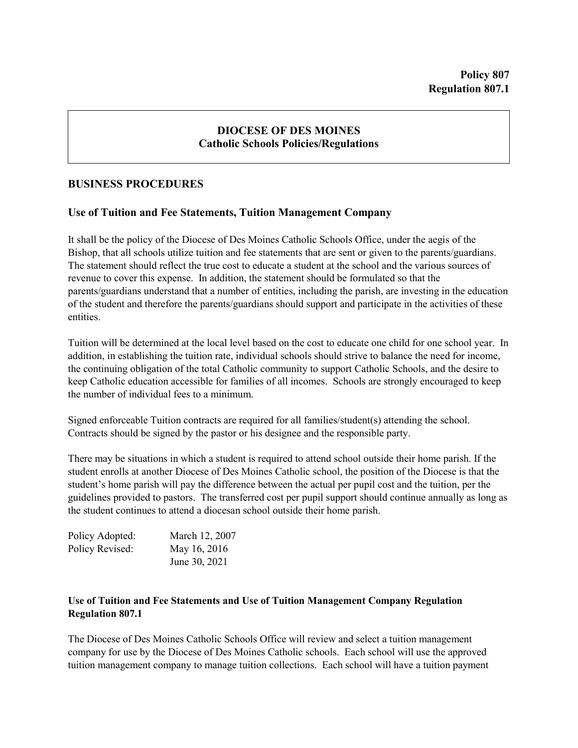**Policy 807**
**Regulation 807.1**

**DIOCESE OF DES MOINES**
**Catholic Schools Policies/Regulations**

## BUSINESS PROCEDURES

### Use of Tuition and Fee Statements, Tuition Management Company

It shall be the policy of the Diocese of Des Moines Catholic Schools Office, under the aegis of the Bishop, that all schools utilize tuition and fee statements that are sent or given to the parents/guardians. The statement should reflect the true cost to educate a student at the school and the various sources of revenue to cover this expense. In addition, the statement should be formulated so that the parents/guardians understand that a number of entities, including the parish, are investing in the education of the student and therefore the parents/guardians should support and participate in the activities of these entities.

Tuition will be determined at the local level based on the cost to educate one child for one school year. In addition, in establishing the tuition rate, individual schools should strive to balance the need for income, the continuing obligation of the total Catholic community to support Catholic Schools, and the desire to keep Catholic education accessible for families of all incomes. Schools are strongly encouraged to keep the number of individual fees to a minimum.

Signed enforceable Tuition contracts are required for all families/student(s) attending the school. Contracts should be signed by the pastor or his designee and the responsible party.

There may be situations in which a student is required to attend school outside their home parish. If the student enrolls at another Diocese of Des Moines Catholic school, the position of the Diocese is that the student's home parish will pay the difference between the actual per pupil cost and the tuition, per the guidelines provided to pastors. The transferred cost per pupil support should continue annually as long as the student continues to attend a diocesan school outside their home parish.

| | |
|---|---|
| Policy Adopted: | March 12, 2007 |
| Policy Revised: | May 16, 2016 |
| | June 30, 2021 |

**Use of Tuition and Fee Statements and Use of Tuition Management Company Regulation**
**Regulation 807.1**

The Diocese of Des Moines Catholic Schools Office will review and select a tuition management company for use by the Diocese of Des Moines Catholic schools. Each school will use the approved tuition management company to manage tuition collections. Each school will have a tuition payment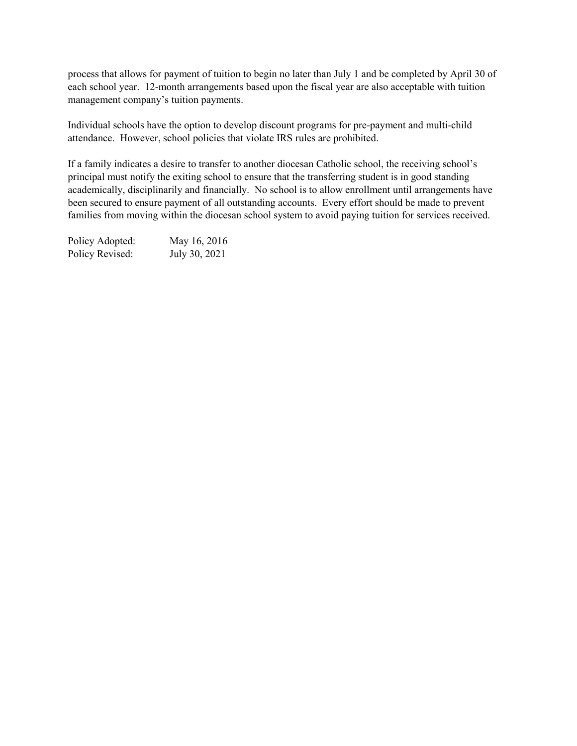process that allows for payment of tuition to begin no later than July 1 and be completed by April 30 of each school year. 12-month arrangements based upon the fiscal year are also acceptable with tuition management company's tuition payments.

Individual schools have the option to develop discount programs for pre-payment and multi-child attendance. However, school policies that violate IRS rules are prohibited.

If a family indicates a desire to transfer to another diocesan Catholic school, the receiving school's principal must notify the exiting school to ensure that the transferring student is in good standing academically, disciplinarily and financially. No school is to allow enrollment until arrangements have been secured to ensure payment of all outstanding accounts. Every effort should be made to prevent families from moving within the diocesan school system to avoid paying tuition for services received.

| | |
|---|---|
| Policy Adopted: | May 16, 2016 |
| Policy Revised: | July 30, 2021 |